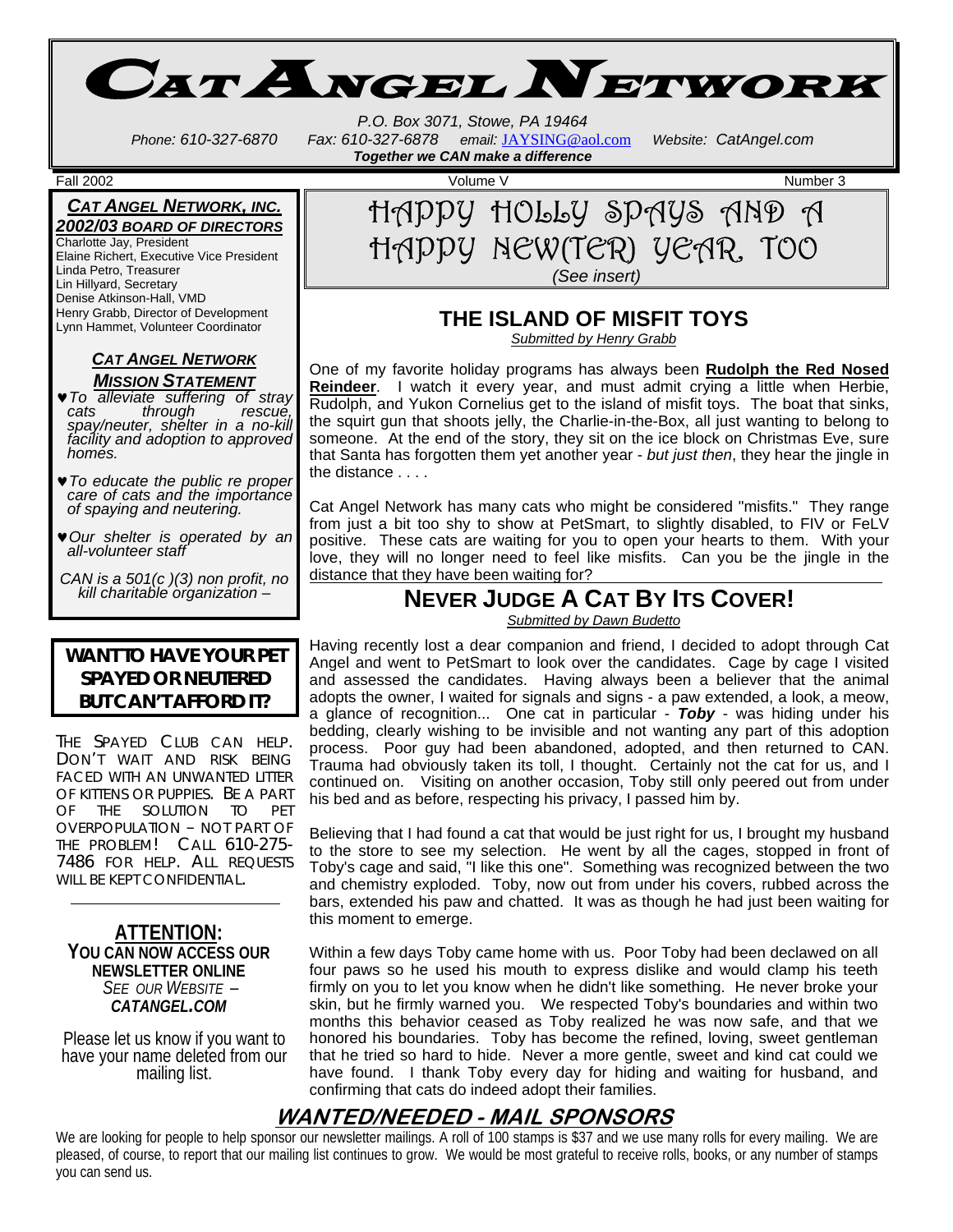# Cat Angel Network

*P.O. Box 3071, Stowe, PA 19464*
*Phone: 610-327-6870 Fax: 610-327-6878 email:* JAYSING@aol.com *Website: CatAngel.com*
***Together we CAN make a difference***

Fall 2002 Volume V Number 3

### *CAT ANGEL NETWORK, INC. 2002/03 BOARD OF DIRECTORS*

Charlotte Jay, President
Elaine Richert, Executive Vice President
Linda Petro, Treasurer
Lin Hillyard, Secretary
Denise Atkinson-Hall, VMD
Henry Grabb, Director of Development
Lynn Hammet, Volunteer Coordinator

### *CAT ANGEL NETWORK MISSION STATEMENT*

- ♥ *To alleviate suffering of stray cats through rescue, spay/neuter, shelter in a no-kill facility and adoption to approved homes.*
- ♥ *To educate the public re proper care of cats and the importance of spaying and neutering.*
- ♥ *Our shelter is operated by an all-volunteer staff*

*CAN is a 501(c )(3) non profit, no kill charitable organization –*

### WANT TO HAVE YOUR PET SPAYED OR NEUTERED BUT CAN'T AFFORD IT?

THE SPAYED CLUB CAN HELP. DON'T WAIT AND RISK BEING FACED WITH AN UNWANTED LITTER OF KITTENS OR PUPPIES. BE A PART OF THE SOLUTION TO PET OVERPOPULATION – NOT PART OF THE PROBLEM! CALL 610-275-7486 FOR HELP. ALL REQUESTS WILL BE KEPT CONFIDENTIAL.

---

**ATTENTION:**
**YOU CAN NOW ACCESS OUR NEWSLETTER ONLINE**
*SEE OUR WEBSITE –* ***CATANGEL.COM***

Please let us know if you want to have your name deleted from our mailing list.

# HAPPY HOLLY SPAYS AND A HAPPY NEW(TER) YEAR, TOO

*(See insert)*

## THE ISLAND OF MISFIT TOYS

*Submitted by Henry Grabb*

One of my favorite holiday programs has always been **Rudolph the Red Nosed Reindeer**. I watch it every year, and must admit crying a little when Herbie, Rudolph, and Yukon Cornelius get to the island of misfit toys. The boat that sinks, the squirt gun that shoots jelly, the Charlie-in-the-Box, all just wanting to belong to someone. At the end of the story, they sit on the ice block on Christmas Eve, sure that Santa has forgotten them yet another year - *but just then*, they hear the jingle in the distance . . . .

Cat Angel Network has many cats who might be considered "misfits." They range from just a bit too shy to show at PetSmart, to slightly disabled, to FIV or FeLV positive. These cats are waiting for you to open your hearts to them. With your love, they will no longer need to feel like misfits. Can you be the jingle in the distance that they have been waiting for?

## NEVER JUDGE A CAT BY ITS COVER!

*Submitted by Dawn Budetto*

Having recently lost a dear companion and friend, I decided to adopt through Cat Angel and went to PetSmart to look over the candidates. Cage by cage I visited and assessed the candidates. Having always been a believer that the animal adopts the owner, I waited for signals and signs - a paw extended, a look, a meow, a glance of recognition... One cat in particular - ***Toby*** - was hiding under his bedding, clearly wishing to be invisible and not wanting any part of this adoption process. Poor guy had been abandoned, adopted, and then returned to CAN. Trauma had obviously taken its toll, I thought. Certainly not the cat for us, and I continued on. Visiting on another occasion, Toby still only peered out from under his bed and as before, respecting his privacy, I passed him by.

Believing that I had found a cat that would be just right for us, I brought my husband to the store to see my selection. He went by all the cages, stopped in front of Toby's cage and said, "I like this one". Something was recognized between the two and chemistry exploded. Toby, now out from under his covers, rubbed across the bars, extended his paw and chatted. It was as though he had just been waiting for this moment to emerge.

Within a few days Toby came home with us. Poor Toby had been declawed on all four paws so he used his mouth to express dislike and would clamp his teeth firmly on you to let you know when he didn't like something. He never broke your skin, but he firmly warned you. We respected Toby's boundaries and within two months this behavior ceased as Toby realized he was now safe, and that we honored his boundaries. Toby has become the refined, loving, sweet gentleman that he tried so hard to hide. Never a more gentle, sweet and kind cat could we have found. I thank Toby every day for hiding and waiting for husband, and confirming that cats do indeed adopt their families.

## *WANTED/NEEDED - MAIL SPONSORS*

We are looking for people to help sponsor our newsletter mailings. A roll of 100 stamps is $37 and we use many rolls for every mailing. We are pleased, of course, to report that our mailing list continues to grow. We would be most grateful to receive rolls, books, or any number of stamps you can send us.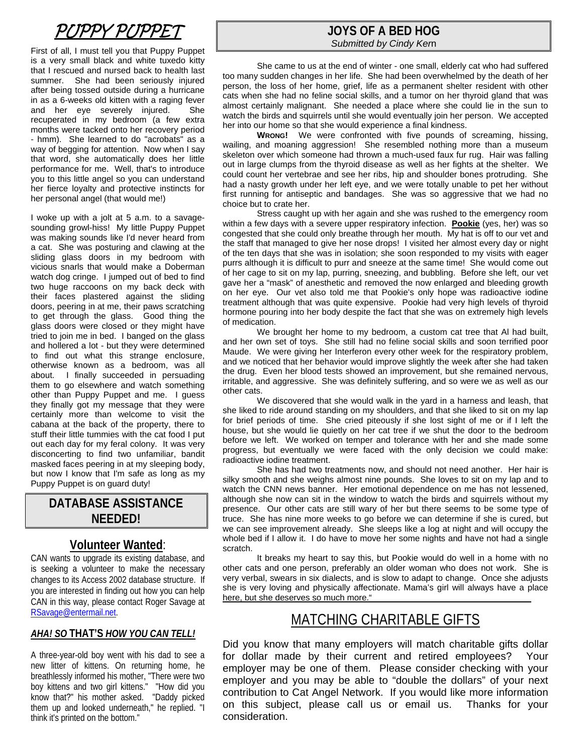# PUPPY PUPPET

First of all, I must tell you that Puppy Puppet is a very small black and white tuxedo kitty that I rescued and nursed back to health last summer. She had been seriously injured after being tossed outside during a hurricane in as a 6-weeks old kitten with a raging fever and her eye severely injured. She recuperated in my bedroom (a few extra months were tacked onto her recovery period - hmm). She learned to do "acrobats" as a way of begging for attention. Now when I say that word, she automatically does her little performance for me. Well, that's to introduce you to this little angel so you can understand her fierce loyalty and protective instincts for her personal angel (that would me!)

I woke up with a jolt at 5 a.m. to a savage-sounding growl-hiss! My little Puppy Puppet was making sounds like I'd never heard from a cat. She was posturing and clawing at the sliding glass doors in my bedroom with vicious snarls that would make a Doberman watch dog cringe. I jumped out of bed to find two huge raccoons on my back deck with their faces plastered against the sliding doors, peering in at me, their paws scratching to get through the glass. Good thing the glass doors were closed or they might have tried to join me in bed. I banged on the glass and hollered a lot - but they were determined to find out what this strange enclosure, otherwise known as a bedroom, was all about. I finally succeeded in persuading them to go elsewhere and watch something other than Puppy Puppet and me. I guess they finally got my message that they were certainly more than welcome to visit the cabana at the back of the property, there to stuff their little tummies with the cat food I put out each day for my feral colony. It was very disconcerting to find two unfamiliar, bandit masked faces peering in at my sleeping body, but now I know that I'm safe as long as my Puppy Puppet is on guard duty!

## DATABASE ASSISTANCE NEEDED!

### Volunteer Wanted:

CAN wants to upgrade its existing database, and is seeking a volunteer to make the necessary changes to its Access 2002 database structure. If you are interested in finding out how you can help CAN in this way, please contact Roger Savage at RSavage@entermail.net.

### *AHA! SO* THAT'S *HOW YOU CAN TELL!*

A three-year-old boy went with his dad to see a new litter of kittens. On returning home, he breathlessly informed his mother, "There were two boy kittens and two girl kittens." "How did you know that?" his mother asked. "Daddy picked them up and looked underneath," he replied. "I think it's printed on the bottom."

## JOYS OF A BED HOG

*Submitted by Cindy Kern*

She came to us at the end of winter - one small, elderly cat who had suffered too many sudden changes in her life. She had been overwhelmed by the death of her person, the loss of her home, grief, life as a permanent shelter resident with other cats when she had no feline social skills, and a tumor on her thyroid gland that was almost certainly malignant. She needed a place where she could lie in the sun to watch the birds and squirrels until she would eventually join her person. We accepted her into our home so that she would experience a final kindness.

**WRONG!** We were confronted with five pounds of screaming, hissing, wailing, and moaning aggression! She resembled nothing more than a museum skeleton over which someone had thrown a much-used faux fur rug. Hair was falling out in large clumps from the thyroid disease as well as her fights at the shelter. We could count her vertebrae and see her ribs, hip and shoulder bones protruding. She had a nasty growth under her left eye, and we were totally unable to pet her without first running for antiseptic and bandages. She was so aggressive that we had no choice but to crate her.

Stress caught up with her again and she was rushed to the emergency room within a few days with a severe upper respiratory infection. **Pookie** (yes, her) was so congested that she could only breathe through her mouth. My hat is off to our vet and the staff that managed to give her nose drops! I visited her almost every day or night of the ten days that she was in isolation; she soon responded to my visits with eager purrs although it is difficult to purr and sneeze at the same time! She would come out of her cage to sit on my lap, purring, sneezing, and bubbling. Before she left, our vet gave her a "mask" of anesthetic and removed the now enlarged and bleeding growth on her eye. Our vet also told me that Pookie's only hope was radioactive iodine treatment although that was quite expensive. Pookie had very high levels of thyroid hormone pouring into her body despite the fact that she was on extremely high levels of medication.

We brought her home to my bedroom, a custom cat tree that Al had built, and her own set of toys. She still had no feline social skills and soon terrified poor Maude. We were giving her Interferon every other week for the respiratory problem, and we noticed that her behavior would improve slightly the week after she had taken the drug. Even her blood tests showed an improvement, but she remained nervous, irritable, and aggressive. She was definitely suffering, and so were we as well as our other cats.

We discovered that she would walk in the yard in a harness and leash, that she liked to ride around standing on my shoulders, and that she liked to sit on my lap for brief periods of time. She cried piteously if she lost sight of me or if I left the house, but she would lie quietly on her cat tree if we shut the door to the bedroom before we left. We worked on temper and tolerance with her and she made some progress, but eventually we were faced with the only decision we could make: radioactive iodine treatment.

She has had two treatments now, and should not need another. Her hair is silky smooth and she weighs almost nine pounds. She loves to sit on my lap and to watch the CNN news banner. Her emotional dependence on me has not lessened, although she now can sit in the window to watch the birds and squirrels without my presence. Our other cats are still wary of her but there seems to be some type of truce. She has nine more weeks to go before we can determine if she is cured, but we can see improvement already. She sleeps like a log at night and will occupy the whole bed if I allow it. I do have to move her some nights and have not had a single scratch.

It breaks my heart to say this, but Pookie would do well in a home with no other cats and one person, preferably an older woman who does not work. She is very verbal, swears in six dialects, and is slow to adapt to change. Once she adjusts she is very loving and physically affectionate. Mama's girl will always have a place here, but she deserves so much more."

## MATCHING CHARITABLE GIFTS

Did you know that many employers will match charitable gifts dollar for dollar made by their current and retired employees? Your employer may be one of them. Please consider checking with your employer and you may be able to "double the dollars" of your next contribution to Cat Angel Network. If you would like more information on this subject, please call us or email us. Thanks for your consideration.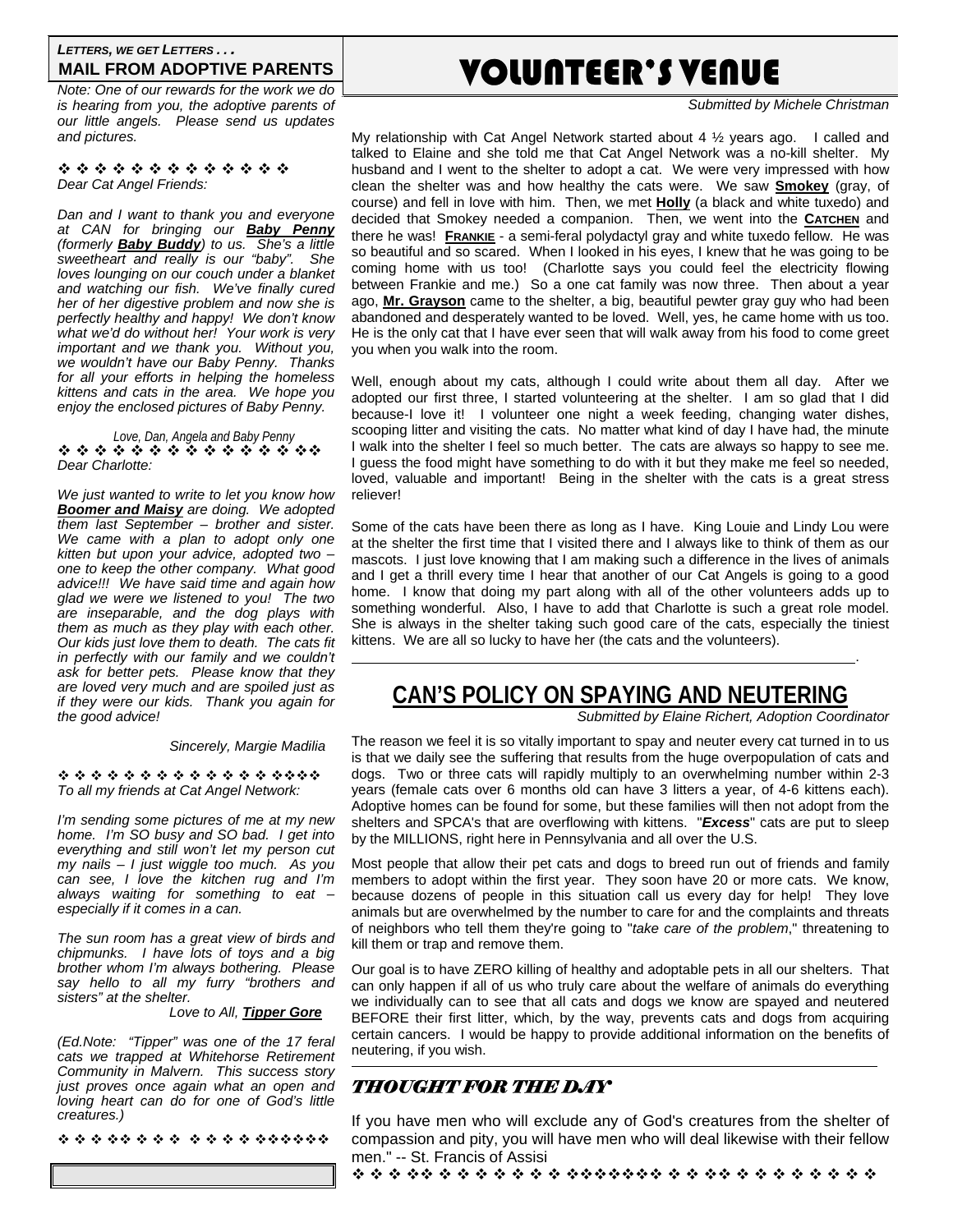***LETTERS, WE GET LETTERS . . .***

## MAIL FROM ADOPTIVE PARENTS

*Note: One of our rewards for the work we do is hearing from you, the adoptive parents of our little angels. Please send us updates and pictures.*

❖ ❖ ❖ ❖ ❖ ❖ ❖ ❖ ❖ ❖ ❖ ❖ ❖ ❖

*Dear Cat Angel Friends:*

*Dan and I want to thank you and everyone at CAN for bringing our **Baby Penny** (formerly **Baby Buddy**) to us. She's a little sweetheart and really is our "baby". She loves lounging on our couch under a blanket and watching our fish. We've finally cured her of her digestive problem and now she is perfectly healthy and happy! We don't know what we'd do without her! Your work is very important and we thank you. Without you, we wouldn't have our Baby Penny. Thanks for all your efforts in helping the homeless kittens and cats in the area. We hope you enjoy the enclosed pictures of Baby Penny.*

*Love, Dan, Angela and Baby Penny*

❖ ❖ ❖ ❖ ❖ ❖ ❖ ❖ ❖ ❖ ❖ ❖ ❖ ❖ ❖ ❖

*Dear Charlotte:*

*We just wanted to write to let you know how **Boomer and Maisy** are doing. We adopted them last September – brother and sister. We came with a plan to adopt only one kitten but upon your advice, adopted two – one to keep the other company. What good advice!!! We have said time and again how glad we were we listened to you! The two are inseparable, and the dog plays with them as much as they play with each other. Our kids just love them to death. The cats fit in perfectly with our family and we couldn't ask for better pets. Please know that they are loved very much and are spoiled just as if they were our kids. Thank you again for the good advice!*

*Sincerely, Margie Madilia*

❖ ❖ ❖ ❖ ❖ ❖ ❖ ❖ ❖ ❖ ❖ ❖ ❖ ❖ ❖ ❖ ❖ ❖

*To all my friends at Cat Angel Network:*

*I'm sending some pictures of me at my new home. I'm SO busy and SO bad. I get into everything and still won't let my person cut my nails – I just wiggle too much. As you can see, I love the kitchen rug and I'm always waiting for something to eat – especially if it comes in a can.*

*The sun room has a great view of birds and chipmunks. I have lots of toys and a big brother whom I'm always bothering. Please say hello to all my furry "brothers and sisters" at the shelter.*

*Love to All, **Tipper Gore***

*(Ed.Note: "Tipper" was one of the 17 feral cats we trapped at Whitehorse Retirement Community in Malvern. This success story just proves once again what an open and loving heart can do for one of God's little creatures.)*

❖ ❖ ❖ ❖ ❖ ❖ ❖ ❖ ❖ ❖ ❖ ❖ ❖ ❖ ❖ ❖ ❖ ❖ ❖ ❖

# VOLUNTEER'S VENUE

*Submitted by Michele Christman*

My relationship with Cat Angel Network started about 4 ½ years ago. I called and talked to Elaine and she told me that Cat Angel Network was a no-kill shelter. My husband and I went to the shelter to adopt a cat. We were very impressed with how clean the shelter was and how healthy the cats were. We saw **Smokey** (gray, of course) and fell in love with him. Then, we met **Holly** (a black and white tuxedo) and decided that Smokey needed a companion. Then, we went into the **CATCHEN** and there he was! **FRANKIE** - a semi-feral polydactyl gray and white tuxedo fellow. He was so beautiful and so scared. When I looked in his eyes, I knew that he was going to be coming home with us too! (Charlotte says you could feel the electricity flowing between Frankie and me.) So a one cat family was now three. Then about a year ago, **Mr. Grayson** came to the shelter, a big, beautiful pewter gray guy who had been abandoned and desperately wanted to be loved. Well, yes, he came home with us too. He is the only cat that I have ever seen that will walk away from his food to come greet you when you walk into the room.

Well, enough about my cats, although I could write about them all day. After we adopted our first three, I started volunteering at the shelter. I am so glad that I did because-I love it! I volunteer one night a week feeding, changing water dishes, scooping litter and visiting the cats. No matter what kind of day I have had, the minute I walk into the shelter I feel so much better. The cats are always so happy to see me. I guess the food might have something to do with it but they make me feel so needed, loved, valuable and important! Being in the shelter with the cats is a great stress reliever!

Some of the cats have been there as long as I have. King Louie and Lindy Lou were at the shelter the first time that I visited there and I always like to think of them as our mascots. I just love knowing that I am making such a difference in the lives of animals and I get a thrill every time I hear that another of our Cat Angels is going to a good home. I know that doing my part along with all of the other volunteers adds up to something wonderful. Also, I have to add that Charlotte is such a great role model. She is always in the shelter taking such good care of the cats, especially the tiniest kittens. We are all so lucky to have her (the cats and the volunteers).

# CAN'S POLICY ON SPAYING AND NEUTERING

*Submitted by Elaine Richert, Adoption Coordinator*

The reason we feel it is so vitally important to spay and neuter every cat turned in to us is that we daily see the suffering that results from the huge overpopulation of cats and dogs. Two or three cats will rapidly multiply to an overwhelming number within 2-3 years (female cats over 6 months old can have 3 litters a year, of 4-6 kittens each). Adoptive homes can be found for some, but these families will then not adopt from the shelters and SPCA's that are overflowing with kittens. "***Excess***" cats are put to sleep by the MILLIONS, right here in Pennsylvania and all over the U.S.

Most people that allow their pet cats and dogs to breed run out of friends and family members to adopt within the first year. They soon have 20 or more cats. We know, because dozens of people in this situation call us every day for help! They love animals but are overwhelmed by the number to care for and the complaints and threats of neighbors who tell them they're going to "*take care of the problem*," threatening to kill them or trap and remove them.

Our goal is to have ZERO killing of healthy and adoptable pets in all our shelters. That can only happen if all of us who truly care about the welfare of animals do everything we individually can to see that all cats and dogs we know are spayed and neutered BEFORE their first litter, which, by the way, prevents cats and dogs from acquiring certain cancers. I would be happy to provide additional information on the benefits of neutering, if you wish.

## *THOUGHT FOR THE DAY*

If you have men who will exclude any of God's creatures from the shelter of compassion and pity, you will have men who will deal likewise with their fellow men." -- St. Francis of Assisi

❖ ❖ ❖ ❖ ❖ ❖ ❖ ❖ ❖ ❖ ❖ ❖ ❖ ❖ ❖ ❖ ❖ ❖ ❖ ❖ ❖ ❖ ❖ ❖ ❖ ❖ ❖ ❖ ❖ ❖ ❖ ❖ ❖ ❖ ❖ ❖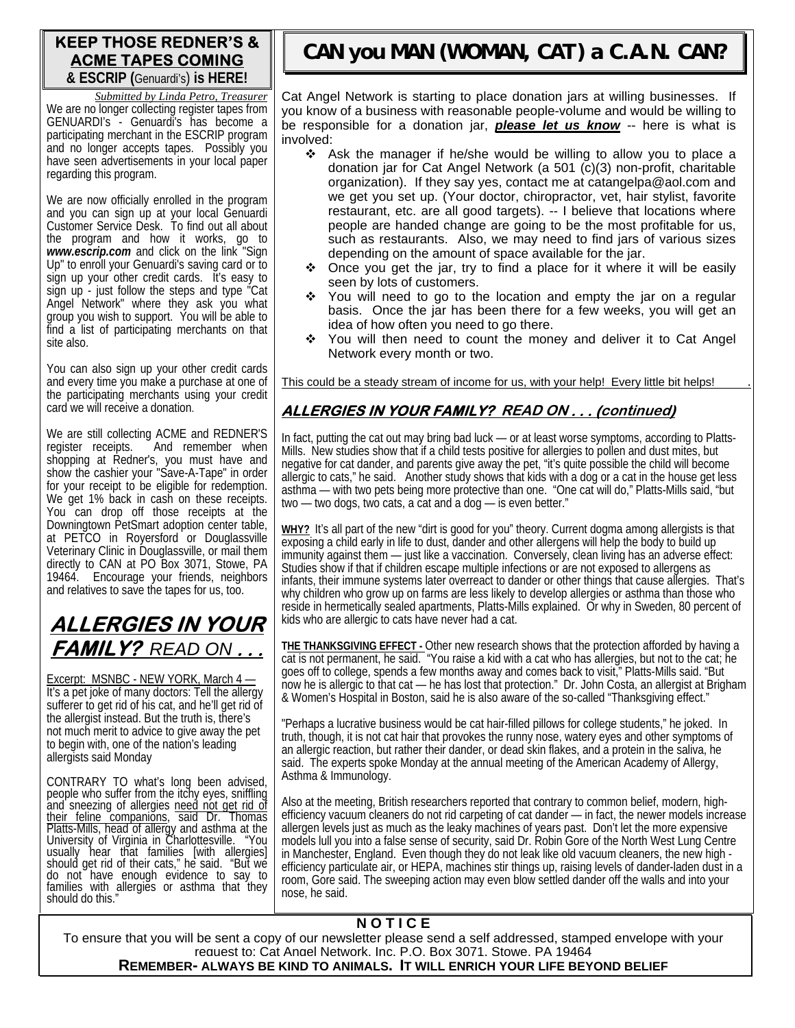## KEEP THOSE REDNER'S & ACME TAPES COMING

**& ESCRIP (Genuardi's) is HERE!**

*Submitted by Linda Petro, Treasurer*

We are no longer collecting register tapes from GENUARDI's - Genuardi's has become a participating merchant in the ESCRIP program and no longer accepts tapes. Possibly you have seen advertisements in your local paper regarding this program.

We are now officially enrolled in the program and you can sign up at your local Genuardi Customer Service Desk. To find out all about the program and how it works, go to ***www.escrip.com*** and click on the link "Sign Up" to enroll your Genuardi's saving card or to sign up your other credit cards. It's easy to sign up - just follow the steps and type "Cat Angel Network" where they ask you what group you wish to support. You will be able to find a list of participating merchants on that site also.

You can also sign up your other credit cards and every time you make a purchase at one of the participating merchants using your credit card we will receive a donation.

We are still collecting ACME and REDNER'S register receipts. And remember when shopping at Redner's, you must have and show the cashier your "Save-A-Tape" in order for your receipt to be eligible for redemption. We get 1% back in cash on these receipts. You can drop off those receipts at the Downingtown PetSmart adoption center table, at PETCO in Royersford or Douglassville Veterinary Clinic in Douglassville, or mail them directly to CAN at PO Box 3071, Stowe, PA 19464. Encourage your friends, neighbors and relatives to save the tapes for us, too.

## ALLERGIES IN YOUR FAMILY? *READ ON . . .*

Excerpt: MSNBC - NEW YORK, March 4 — It's a pet joke of many doctors: Tell the allergy sufferer to get rid of his cat, and he'll get rid of the allergist instead. But the truth is, there's not much merit to advice to give away the pet to begin with, one of the nation's leading allergists said Monday

CONTRARY TO what's long been advised, people who suffer from the itchy eyes, sniffling and sneezing of allergies need not get rid of their feline companions, said Dr. Thomas Platts-Mills, head of allergy and asthma at the University of Virginia in Charlottesville. "You usually hear that families [with allergies] should get rid of their cats," he said. "But we do not have enough evidence to say to families with allergies or asthma that they should do this."

## CAN you MAN (WOMAN, CAT) a C.A.N. CAN?

Cat Angel Network is starting to place donation jars at willing businesses. If you know of a business with reasonable people-volume and would be willing to be responsible for a donation jar, ***please let us know*** -- here is what is involved:

- Ask the manager if he/she would be willing to allow you to place a donation jar for Cat Angel Network (a 501 (c)(3) non-profit, charitable organization). If they say yes, contact me at catangelpa@aol.com and we get you set up. (Your doctor, chiropractor, vet, hair stylist, favorite restaurant, etc. are all good targets). -- I believe that locations where people are handed change are going to be the most profitable for us, such as restaurants. Also, we may need to find jars of various sizes depending on the amount of space available for the jar.
- Once you get the jar, try to find a place for it where it will be easily seen by lots of customers.
- You will need to go to the location and empty the jar on a regular basis. Once the jar has been there for a few weeks, you will get an idea of how often you need to go there.
- You will then need to count the money and deliver it to Cat Angel Network every month or two.

This could be a steady stream of income for us, with your help! Every little bit helps!

## ALLERGIES IN YOUR FAMILY? READ ON . . . (continued)

In fact, putting the cat out may bring bad luck — or at least worse symptoms, according to Platts-Mills. New studies show that if a child tests positive for allergies to pollen and dust mites, but negative for cat dander, and parents give away the pet, "it's quite possible the child will become allergic to cats," he said. Another study shows that kids with a dog or a cat in the house get less asthma — with two pets being more protective than one. "One cat will do," Platts-Mills said, "but two — two dogs, two cats, a cat and a dog — is even better."

**WHY?** It's all part of the new "dirt is good for you" theory. Current dogma among allergists is that exposing a child early in life to dust, dander and other allergens will help the body to build up immunity against them — just like a vaccination. Conversely, clean living has an adverse effect: Studies show if that if children escape multiple infections or are not exposed to allergens as infants, their immune systems later overreact to dander or other things that cause allergies. That's why children who grow up on farms are less likely to develop allergies or asthma than those who reside in hermetically sealed apartments, Platts-Mills explained. Or why in Sweden, 80 percent of kids who are allergic to cats have never had a cat.

**THE THANKSGIVING EFFECT -** Other new research shows that the protection afforded by having a cat is not permanent, he said. "You raise a kid with a cat who has allergies, but not to the cat; he goes off to college, spends a few months away and comes back to visit," Platts-Mills said. "But now he is allergic to that cat — he has lost that protection." Dr. John Costa, an allergist at Brigham & Women's Hospital in Boston, said he is also aware of the so-called "Thanksgiving effect."

"Perhaps a lucrative business would be cat hair-filled pillows for college students," he joked. In truth, though, it is not cat hair that provokes the runny nose, watery eyes and other symptoms of an allergic reaction, but rather their dander, or dead skin flakes, and a protein in the saliva, he said. The experts spoke Monday at the annual meeting of the American Academy of Allergy, Asthma & Immunology.

Also at the meeting, British researchers reported that contrary to common belief, modern, high-efficiency vacuum cleaners do not rid carpeting of cat dander — in fact, the newer models increase allergen levels just as much as the leaky machines of years past. Don't let the more expensive models lull you into a false sense of security, said Dr. Robin Gore of the North West Lung Centre in Manchester, England. Even though they do not leak like old vacuum cleaners, the new high - efficiency particulate air, or HEPA, machines stir things up, raising levels of dander-laden dust in a room, Gore said. The sweeping action may even blow settled dander off the walls and into your nose, he said.

**NOTICE**

To ensure that you will be sent a copy of our newsletter please send a self addressed, stamped envelope with your request to: Cat Angel Network, Inc. P.O. Box 3071, Stowe, PA 19464

**REMEMBER- ALWAYS BE KIND TO ANIMALS. IT WILL ENRICH YOUR LIFE BEYOND BELIEF**